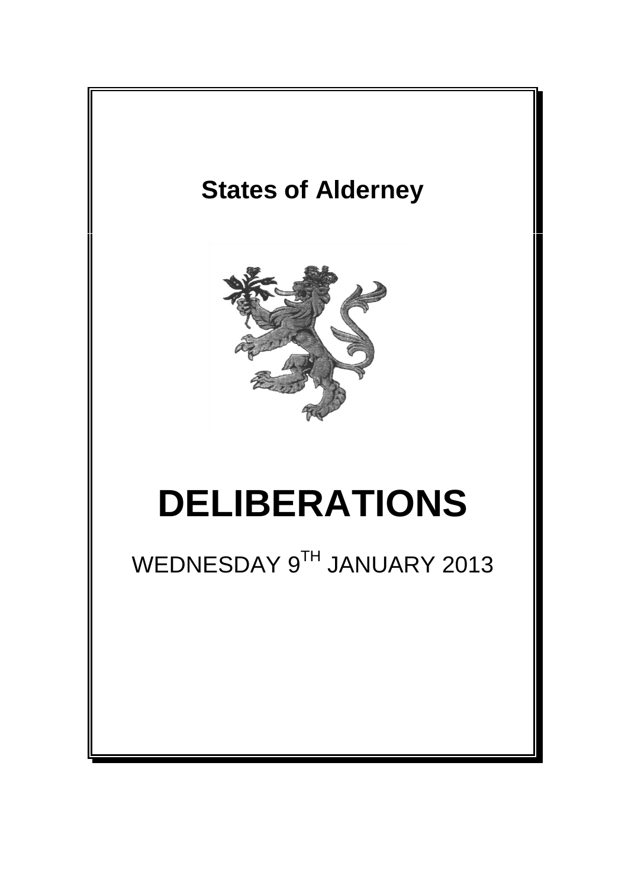# States of Alderney

# DELIBERATIONS

WEDNESDAY 9$^{TH}$ JANUARY 2013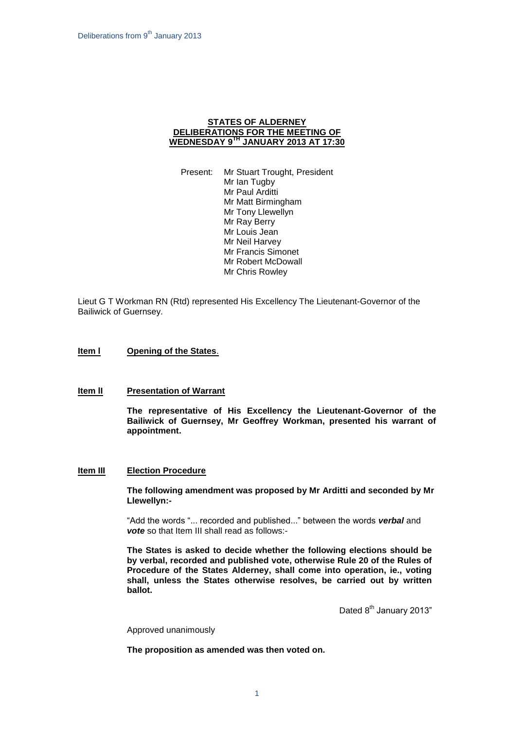**STATES OF ALDERNEY**
**DELIBERATIONS FOR THE MEETING OF**
**WEDNESDAY 9TH JANUARY 2013 AT 17:30**

Present: Mr Stuart Trought, President
Mr Ian Tugby
Mr Paul Arditti
Mr Matt Birmingham
Mr Tony Llewellyn
Mr Ray Berry
Mr Louis Jean
Mr Neil Harvey
Mr Francis Simonet
Mr Robert McDowall
Mr Chris Rowley

Lieut G T Workman RN (Rtd) represented His Excellency The Lieutenant-Governor of the Bailiwick of Guernsey.

**Item I** **Opening of the States**.

**Item II** **Presentation of Warrant**

**The representative of His Excellency the Lieutenant-Governor of the Bailiwick of Guernsey, Mr Geoffrey Workman, presented his warrant of appointment.**

**Item III** **Election Procedure**

**The following amendment was proposed by Mr Arditti and seconded by Mr Llewellyn:-**

"Add the words "... recorded and published..." between the words ***verbal*** and ***vote*** so that Item III shall read as follows:-

**The States is asked to decide whether the following elections should be by verbal, recorded and published vote, otherwise Rule 20 of the Rules of Procedure of the States Alderney, shall come into operation, ie., voting shall, unless the States otherwise resolves, be carried out by written ballot.**

Dated 8th January 2013"

Approved unanimously

**The proposition as amended was then voted on.**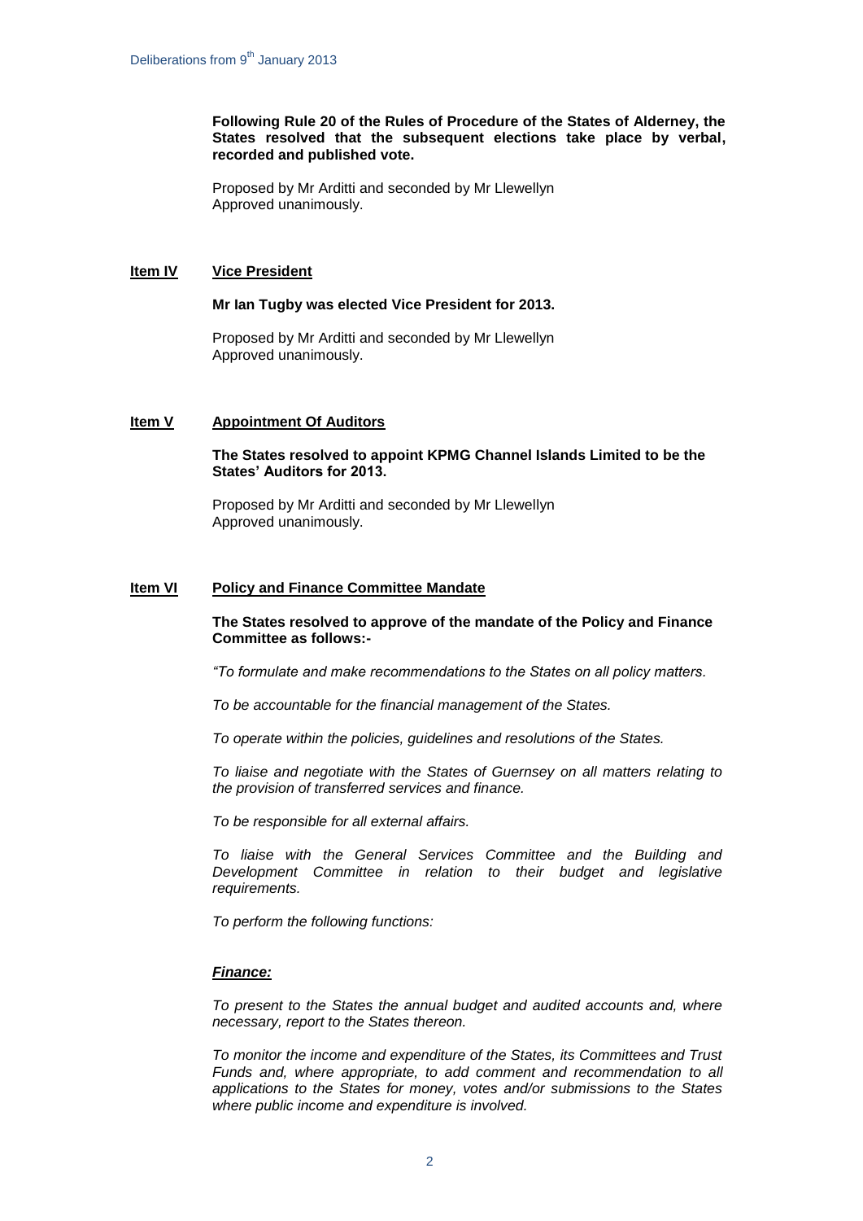**Following Rule 20 of the Rules of Procedure of the States of Alderney, the States resolved that the subsequent elections take place by verbal, recorded and published vote.**

Proposed by Mr Arditti and seconded by Mr Llewellyn
Approved unanimously.

## Item IV Vice President

**Mr Ian Tugby was elected Vice President for 2013.**

Proposed by Mr Arditti and seconded by Mr Llewellyn
Approved unanimously.

## Item V Appointment Of Auditors

**The States resolved to appoint KPMG Channel Islands Limited to be the States' Auditors for 2013.**

Proposed by Mr Arditti and seconded by Mr Llewellyn
Approved unanimously.

## Item VI Policy and Finance Committee Mandate

**The States resolved to approve of the mandate of the Policy and Finance Committee as follows:-**

*"To formulate and make recommendations to the States on all policy matters.*

*To be accountable for the financial management of the States.*

*To operate within the policies, guidelines and resolutions of the States.*

*To liaise and negotiate with the States of Guernsey on all matters relating to the provision of transferred services and finance.*

*To be responsible for all external affairs.*

*To liaise with the General Services Committee and the Building and Development Committee in relation to their budget and legislative requirements.*

*To perform the following functions:*

***Finance:***

*To present to the States the annual budget and audited accounts and, where necessary, report to the States thereon.*

*To monitor the income and expenditure of the States, its Committees and Trust Funds and, where appropriate, to add comment and recommendation to all applications to the States for money, votes and/or submissions to the States where public income and expenditure is involved.*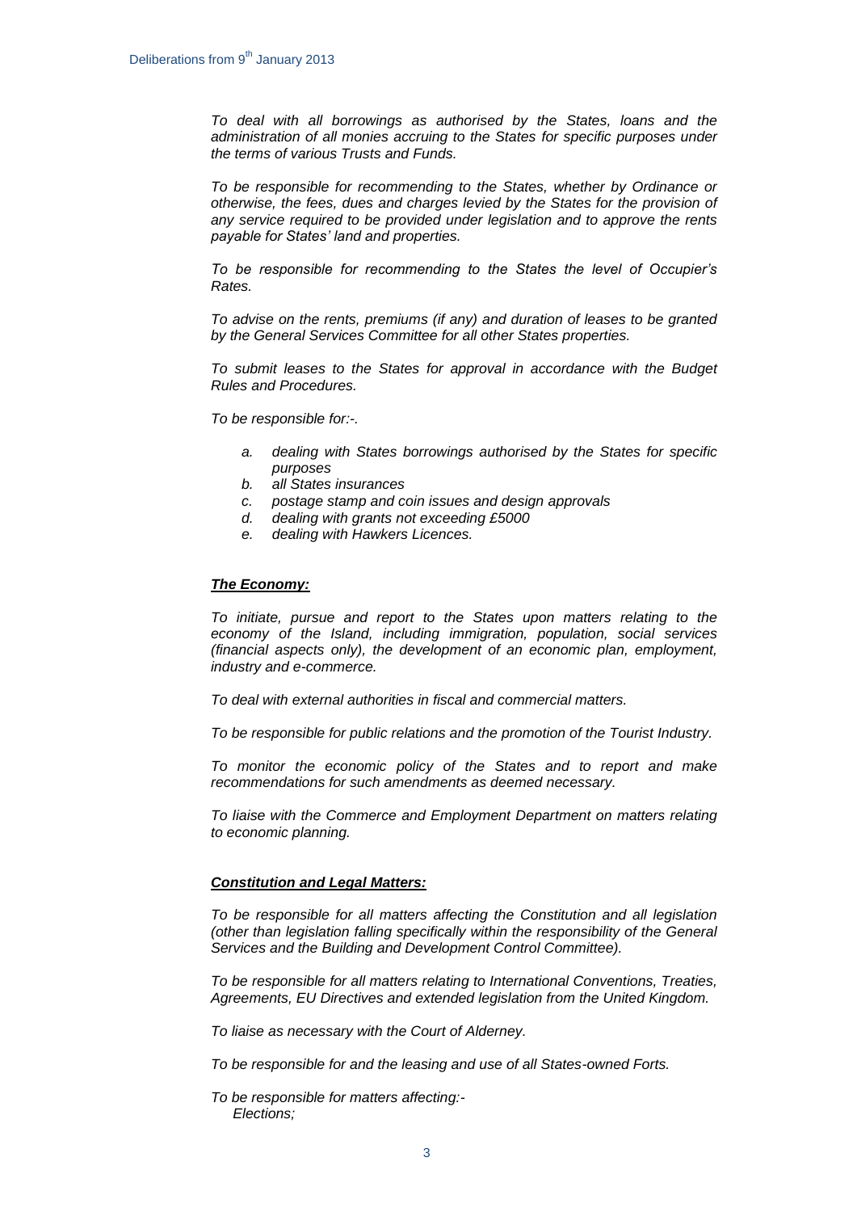*To deal with all borrowings as authorised by the States, loans and the administration of all monies accruing to the States for specific purposes under the terms of various Trusts and Funds.*

*To be responsible for recommending to the States, whether by Ordinance or otherwise, the fees, dues and charges levied by the States for the provision of any service required to be provided under legislation and to approve the rents payable for States' land and properties.*

*To be responsible for recommending to the States the level of Occupier's Rates.*

*To advise on the rents, premiums (if any) and duration of leases to be granted by the General Services Committee for all other States properties.*

*To submit leases to the States for approval in accordance with the Budget Rules and Procedures.*

*To be responsible for:-.*

- *a. dealing with States borrowings authorised by the States for specific purposes*
- *b. all States insurances*
- *c. postage stamp and coin issues and design approvals*
- *d. dealing with grants not exceeding £5000*
- *e. dealing with Hawkers Licences.*

***The Economy:***

*To initiate, pursue and report to the States upon matters relating to the economy of the Island, including immigration, population, social services (financial aspects only), the development of an economic plan, employment, industry and e-commerce.*

*To deal with external authorities in fiscal and commercial matters.*

*To be responsible for public relations and the promotion of the Tourist Industry.*

*To monitor the economic policy of the States and to report and make recommendations for such amendments as deemed necessary.*

*To liaise with the Commerce and Employment Department on matters relating to economic planning.*

***Constitution and Legal Matters:***

*To be responsible for all matters affecting the Constitution and all legislation (other than legislation falling specifically within the responsibility of the General Services and the Building and Development Control Committee).*

*To be responsible for all matters relating to International Conventions, Treaties, Agreements, EU Directives and extended legislation from the United Kingdom.*

*To liaise as necessary with the Court of Alderney.*

*To be responsible for and the leasing and use of all States-owned Forts.*

*To be responsible for matters affecting:-*
*Elections;*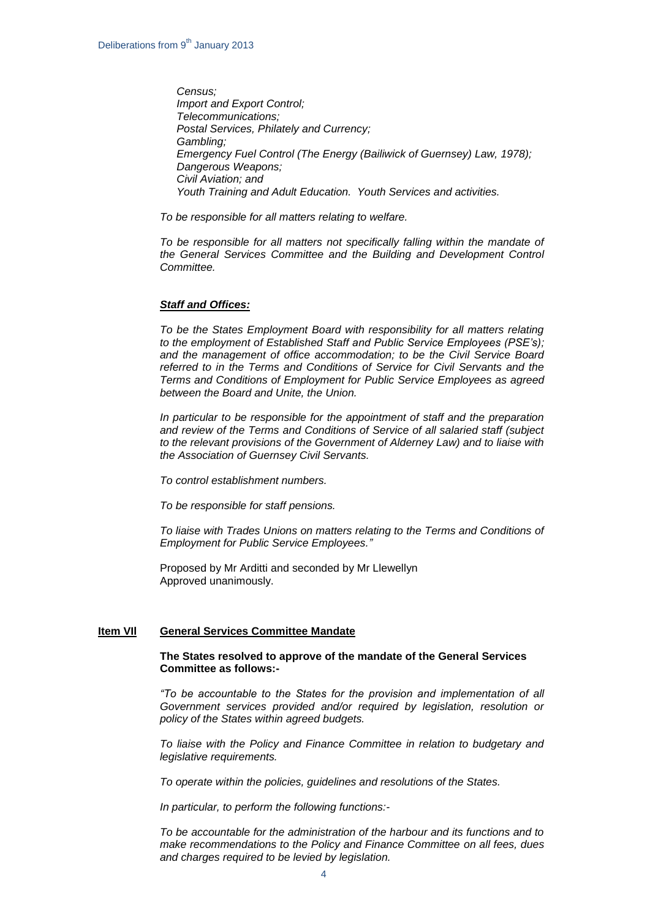*Census;*
*Import and Export Control;*
*Telecommunications;*
*Postal Services, Philately and Currency;*
*Gambling;*
*Emergency Fuel Control (The Energy (Bailiwick of Guernsey) Law, 1978);*
*Dangerous Weapons;*
*Civil Aviation; and*
*Youth Training and Adult Education. Youth Services and activities.*

*To be responsible for all matters relating to welfare.*

*To be responsible for all matters not specifically falling within the mandate of the General Services Committee and the Building and Development Control Committee.*

***Staff and Offices:***

*To be the States Employment Board with responsibility for all matters relating to the employment of Established Staff and Public Service Employees (PSE's); and the management of office accommodation; to be the Civil Service Board referred to in the Terms and Conditions of Service for Civil Servants and the Terms and Conditions of Employment for Public Service Employees as agreed between the Board and Unite, the Union.*

*In particular to be responsible for the appointment of staff and the preparation and review of the Terms and Conditions of Service of all salaried staff (subject to the relevant provisions of the Government of Alderney Law) and to liaise with the Association of Guernsey Civil Servants.*

*To control establishment numbers.*

*To be responsible for staff pensions.*

*To liaise with Trades Unions on matters relating to the Terms and Conditions of Employment for Public Service Employees."*

Proposed by Mr Arditti and seconded by Mr Llewellyn
Approved unanimously.

## Item VII General Services Committee Mandate

**The States resolved to approve of the mandate of the General Services Committee as follows:-**

*"To be accountable to the States for the provision and implementation of all Government services provided and/or required by legislation, resolution or policy of the States within agreed budgets.*

*To liaise with the Policy and Finance Committee in relation to budgetary and legislative requirements.*

*To operate within the policies, guidelines and resolutions of the States.*

*In particular, to perform the following functions:-*

*To be accountable for the administration of the harbour and its functions and to make recommendations to the Policy and Finance Committee on all fees, dues and charges required to be levied by legislation.*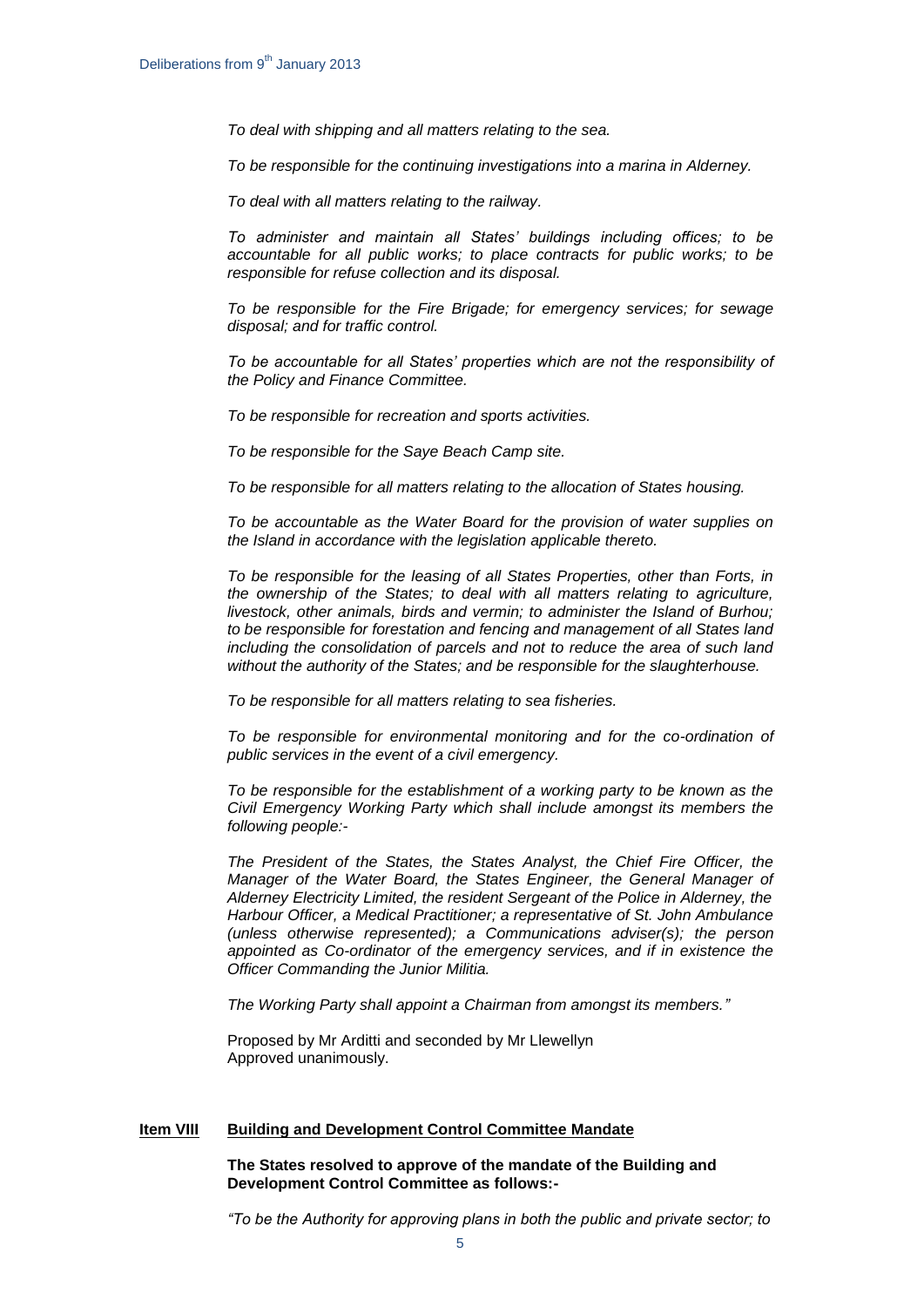*To deal with shipping and all matters relating to the sea.*

*To be responsible for the continuing investigations into a marina in Alderney.*

*To deal with all matters relating to the railway.*

*To administer and maintain all States' buildings including offices; to be accountable for all public works; to place contracts for public works; to be responsible for refuse collection and its disposal.*

*To be responsible for the Fire Brigade; for emergency services; for sewage disposal; and for traffic control.*

*To be accountable for all States' properties which are not the responsibility of the Policy and Finance Committee.*

*To be responsible for recreation and sports activities.*

*To be responsible for the Saye Beach Camp site.*

*To be responsible for all matters relating to the allocation of States housing.*

*To be accountable as the Water Board for the provision of water supplies on the Island in accordance with the legislation applicable thereto.*

*To be responsible for the leasing of all States Properties, other than Forts, in the ownership of the States; to deal with all matters relating to agriculture, livestock, other animals, birds and vermin; to administer the Island of Burhou; to be responsible for forestation and fencing and management of all States land including the consolidation of parcels and not to reduce the area of such land without the authority of the States; and be responsible for the slaughterhouse.*

*To be responsible for all matters relating to sea fisheries.*

*To be responsible for environmental monitoring and for the co-ordination of public services in the event of a civil emergency.*

*To be responsible for the establishment of a working party to be known as the Civil Emergency Working Party which shall include amongst its members the following people:-*

*The President of the States, the States Analyst, the Chief Fire Officer, the Manager of the Water Board, the States Engineer, the General Manager of Alderney Electricity Limited, the resident Sergeant of the Police in Alderney, the Harbour Officer, a Medical Practitioner; a representative of St. John Ambulance (unless otherwise represented); a Communications adviser(s); the person appointed as Co-ordinator of the emergency services, and if in existence the Officer Commanding the Junior Militia.*

*The Working Party shall appoint a Chairman from amongst its members."*

Proposed by Mr Arditti and seconded by Mr Llewellyn
Approved unanimously.

## Item VIII Building and Development Control Committee Mandate

**The States resolved to approve of the mandate of the Building and Development Control Committee as follows:-**

*"To be the Authority for approving plans in both the public and private sector; to*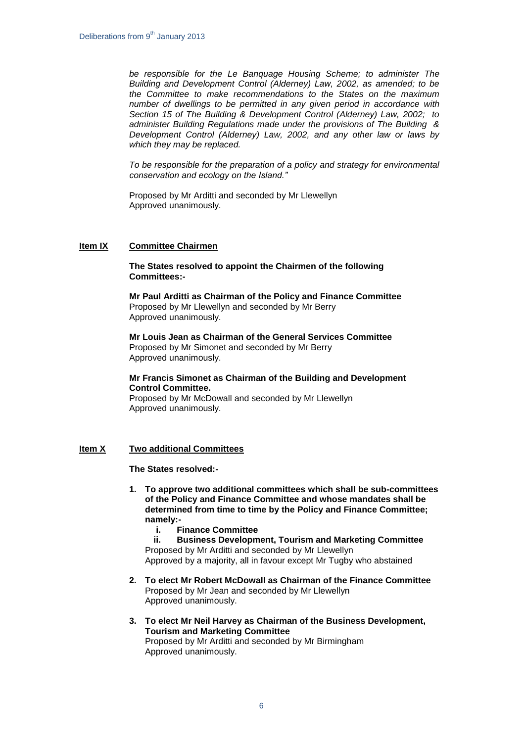*be responsible for the Le Banquage Housing Scheme; to administer The Building and Development Control (Alderney) Law, 2002, as amended; to be the Committee to make recommendations to the States on the maximum number of dwellings to be permitted in any given period in accordance with Section 15 of The Building & Development Control (Alderney) Law, 2002; to administer Building Regulations made under the provisions of The Building & Development Control (Alderney) Law, 2002, and any other law or laws by which they may be replaced.*

*To be responsible for the preparation of a policy and strategy for environmental conservation and ecology on the Island."*

Proposed by Mr Arditti and seconded by Mr Llewellyn
Approved unanimously.

**Item IX** **Committee Chairmen**

**The States resolved to appoint the Chairmen of the following Committees:-**

**Mr Paul Arditti as Chairman of the Policy and Finance Committee**
Proposed by Mr Llewellyn and seconded by Mr Berry
Approved unanimously.

**Mr Louis Jean as Chairman of the General Services Committee**
Proposed by Mr Simonet and seconded by Mr Berry
Approved unanimously.

**Mr Francis Simonet as Chairman of the Building and Development Control Committee.**
Proposed by Mr McDowall and seconded by Mr Llewellyn
Approved unanimously.

**Item X** **Two additional Committees**

**The States resolved:-**

1. **To approve two additional committees which shall be sub-committees of the Policy and Finance Committee and whose mandates shall be determined from time to time by the Policy and Finance Committee; namely:-**
   - **i. Finance Committee**
   - **ii. Business Development, Tourism and Marketing Committee**

   Proposed by Mr Arditti and seconded by Mr Llewellyn
   Approved by a majority, all in favour except Mr Tugby who abstained

2. **To elect Mr Robert McDowall as Chairman of the Finance Committee**
   Proposed by Mr Jean and seconded by Mr Llewellyn
   Approved unanimously.

3. **To elect Mr Neil Harvey as Chairman of the Business Development, Tourism and Marketing Committee**
   Proposed by Mr Arditti and seconded by Mr Birmingham
   Approved unanimously.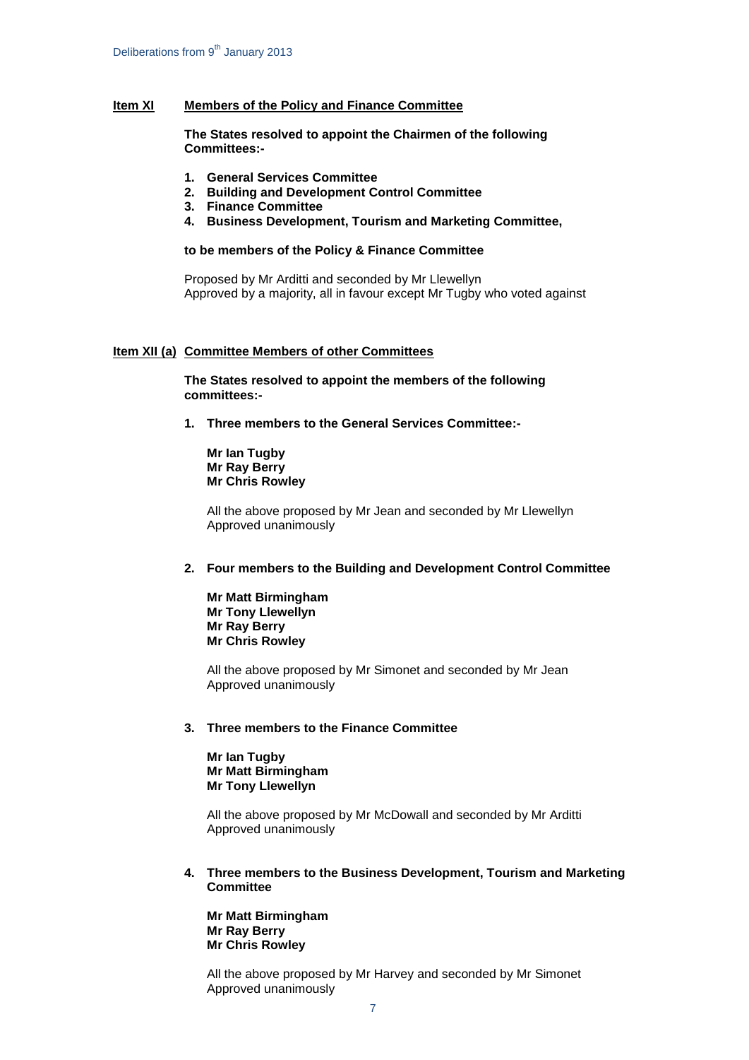**Item XI** **Members of the Policy and Finance Committee**

**The States resolved to appoint the Chairmen of the following Committees:-**

1. **General Services Committee**
2. **Building and Development Control Committee**
3. **Finance Committee**
4. **Business Development, Tourism and Marketing Committee,**

**to be members of the Policy & Finance Committee**

Proposed by Mr Arditti and seconded by Mr Llewellyn
Approved by a majority, all in favour except Mr Tugby who voted against

**Item XII (a)** **Committee Members of other Committees**

**The States resolved to appoint the members of the following committees:-**

1. **Three members to the General Services Committee:-**

   **Mr Ian Tugby**
   **Mr Ray Berry**
   **Mr Chris Rowley**

   All the above proposed by Mr Jean and seconded by Mr Llewellyn
   Approved unanimously

2. **Four members to the Building and Development Control Committee**

   **Mr Matt Birmingham**
   **Mr Tony Llewellyn**
   **Mr Ray Berry**
   **Mr Chris Rowley**

   All the above proposed by Mr Simonet and seconded by Mr Jean
   Approved unanimously

3. **Three members to the Finance Committee**

   **Mr Ian Tugby**
   **Mr Matt Birmingham**
   **Mr Tony Llewellyn**

   All the above proposed by Mr McDowall and seconded by Mr Arditti
   Approved unanimously

4. **Three members to the Business Development, Tourism and Marketing Committee**

   **Mr Matt Birmingham**
   **Mr Ray Berry**
   **Mr Chris Rowley**

   All the above proposed by Mr Harvey and seconded by Mr Simonet
   Approved unanimously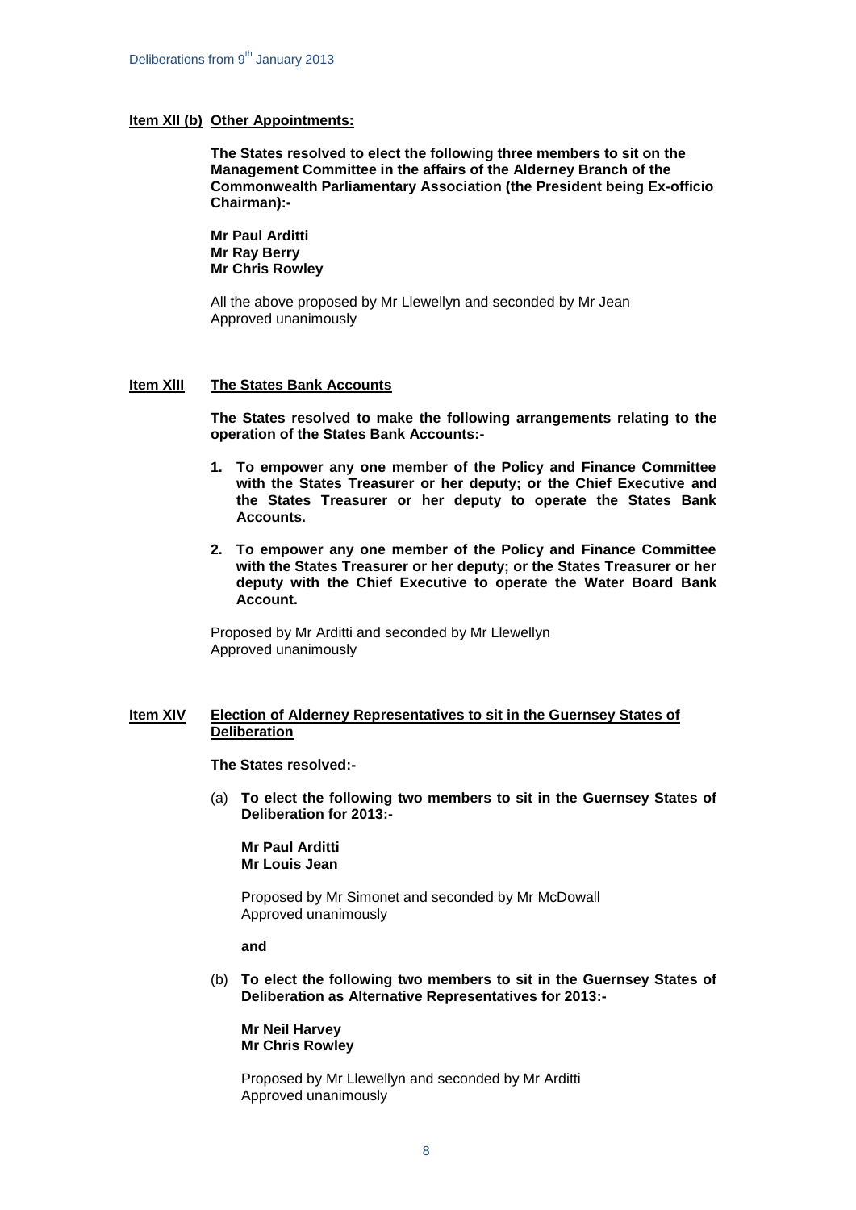**Item XII (b) Other Appointments:**

**The States resolved to elect the following three members to sit on the Management Committee in the affairs of the Alderney Branch of the Commonwealth Parliamentary Association (the President being Ex-officio Chairman):-**

**Mr Paul Arditti**
**Mr Ray Berry**
**Mr Chris Rowley**

All the above proposed by Mr Llewellyn and seconded by Mr Jean
Approved unanimously

**Item XIII The States Bank Accounts**

**The States resolved to make the following arrangements relating to the operation of the States Bank Accounts:-**

1. **To empower any one member of the Policy and Finance Committee with the States Treasurer or her deputy; or the Chief Executive and the States Treasurer or her deputy to operate the States Bank Accounts.**

2. **To empower any one member of the Policy and Finance Committee with the States Treasurer or her deputy; or the States Treasurer or her deputy with the Chief Executive to operate the Water Board Bank Account.**

Proposed by Mr Arditti and seconded by Mr Llewellyn
Approved unanimously

**Item XIV Election of Alderney Representatives to sit in the Guernsey States of Deliberation**

**The States resolved:-**

(a) **To elect the following two members to sit in the Guernsey States of Deliberation for 2013:-**

**Mr Paul Arditti**
**Mr Louis Jean**

Proposed by Mr Simonet and seconded by Mr McDowall
Approved unanimously

**and**

(b) **To elect the following two members to sit in the Guernsey States of Deliberation as Alternative Representatives for 2013:-**

**Mr Neil Harvey**
**Mr Chris Rowley**

Proposed by Mr Llewellyn and seconded by Mr Arditti
Approved unanimously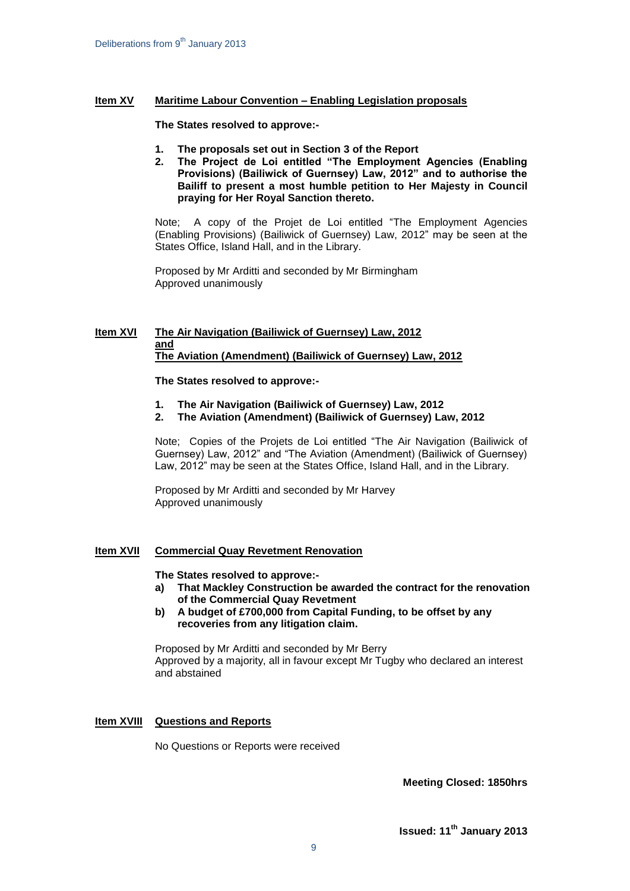**Item XV** **Maritime Labour Convention – Enabling Legislation proposals**

**The States resolved to approve:-**

1. **The proposals set out in Section 3 of the Report**
2. **The Project de Loi entitled "The Employment Agencies (Enabling Provisions) (Bailiwick of Guernsey) Law, 2012" and to authorise the Bailiff to present a most humble petition to Her Majesty in Council praying for Her Royal Sanction thereto.**

Note; A copy of the Projet de Loi entitled "The Employment Agencies (Enabling Provisions) (Bailiwick of Guernsey) Law, 2012" may be seen at the States Office, Island Hall, and in the Library.

Proposed by Mr Arditti and seconded by Mr Birmingham
Approved unanimously

**Item XVI** **The Air Navigation (Bailiwick of Guernsey) Law, 2012 and The Aviation (Amendment) (Bailiwick of Guernsey) Law, 2012**

**The States resolved to approve:-**

1. **The Air Navigation (Bailiwick of Guernsey) Law, 2012**
2. **The Aviation (Amendment) (Bailiwick of Guernsey) Law, 2012**

Note; Copies of the Projets de Loi entitled "The Air Navigation (Bailiwick of Guernsey) Law, 2012" and "The Aviation (Amendment) (Bailiwick of Guernsey) Law, 2012" may be seen at the States Office, Island Hall, and in the Library.

Proposed by Mr Arditti and seconded by Mr Harvey
Approved unanimously

**Item XVII** **Commercial Quay Revetment Renovation**

**The States resolved to approve:-**

a) **That Mackley Construction be awarded the contract for the renovation of the Commercial Quay Revetment**
b) **A budget of £700,000 from Capital Funding, to be offset by any recoveries from any litigation claim.**

Proposed by Mr Arditti and seconded by Mr Berry
Approved by a majority, all in favour except Mr Tugby who declared an interest and abstained

**Item XVIII** **Questions and Reports**

No Questions or Reports were received

**Meeting Closed: 1850hrs**

**Issued: 11th January 2013**